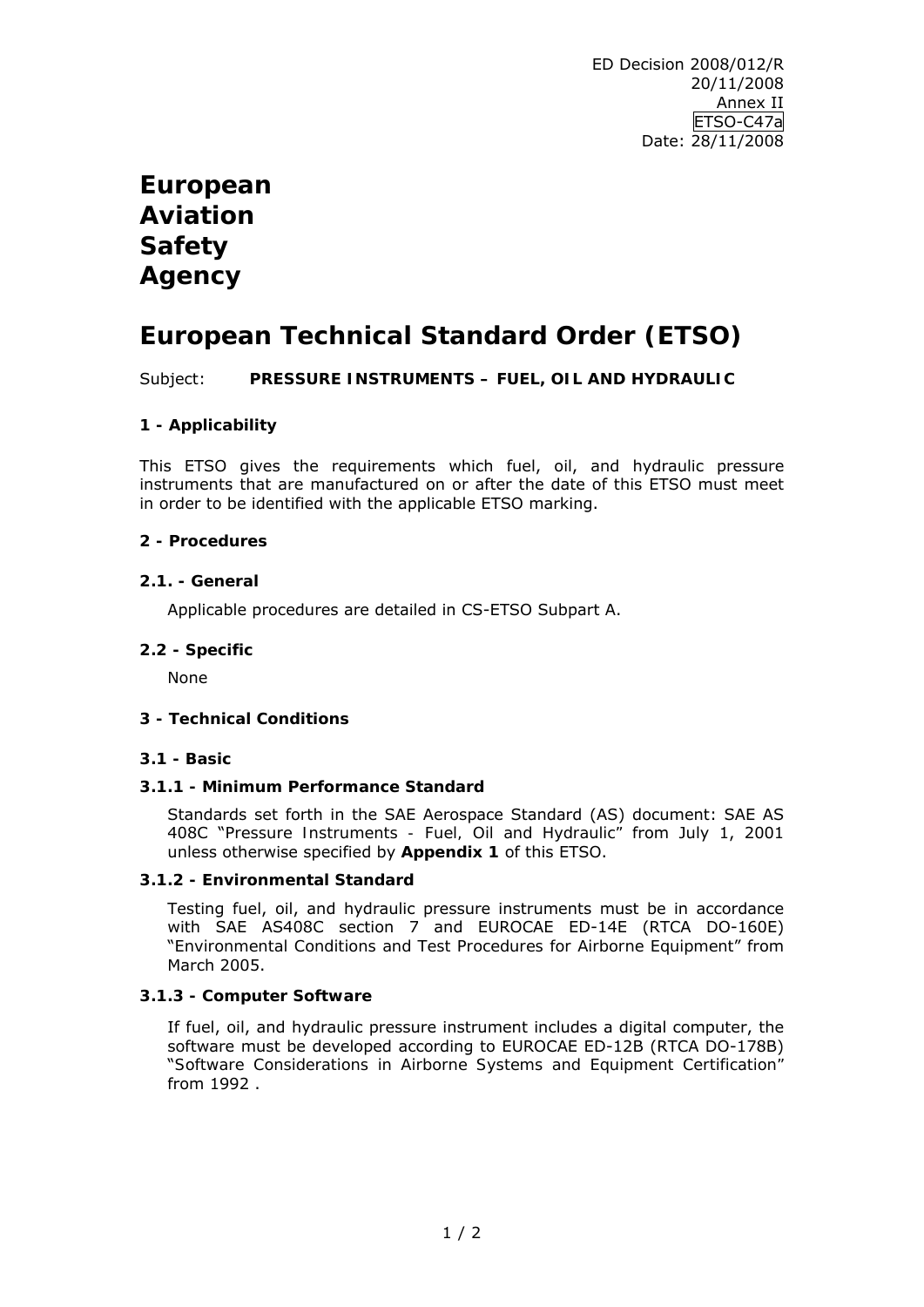ED Decision 2008/012/R
20/11/2008
Annex II
ETSO-C47a
Date: 28/11/2008

# European Aviation Safety Agency

# European Technical Standard Order (ETSO)

Subject: **PRESSURE INSTRUMENTS – FUEL, OIL AND HYDRAULIC**

## 1 - Applicability

This ETSO gives the requirements which fuel, oil, and hydraulic pressure instruments that are manufactured on or after the date of this ETSO must meet in order to be identified with the applicable ETSO marking.

## 2 - Procedures

### 2.1. - General

Applicable procedures are detailed in CS-ETSO Subpart A.

### 2.2 - Specific

None

## 3 - Technical Conditions

### 3.1 - Basic

#### 3.1.1 - Minimum Performance Standard

Standards set forth in the SAE Aerospace Standard (AS) document: SAE AS 408C "Pressure Instruments - Fuel, Oil and Hydraulic" from July 1, 2001 unless otherwise specified by **Appendix 1** of this ETSO.

#### 3.1.2 - Environmental Standard

Testing fuel, oil, and hydraulic pressure instruments must be in accordance with SAE AS408C section 7 and EUROCAE ED-14E (RTCA DO-160E) "Environmental Conditions and Test Procedures for Airborne Equipment" from March 2005.

#### 3.1.3 - Computer Software

If fuel, oil, and hydraulic pressure instrument includes a digital computer, the software must be developed according to EUROCAE ED-12B (RTCA DO-178B) "Software Considerations in Airborne Systems and Equipment Certification" from 1992 .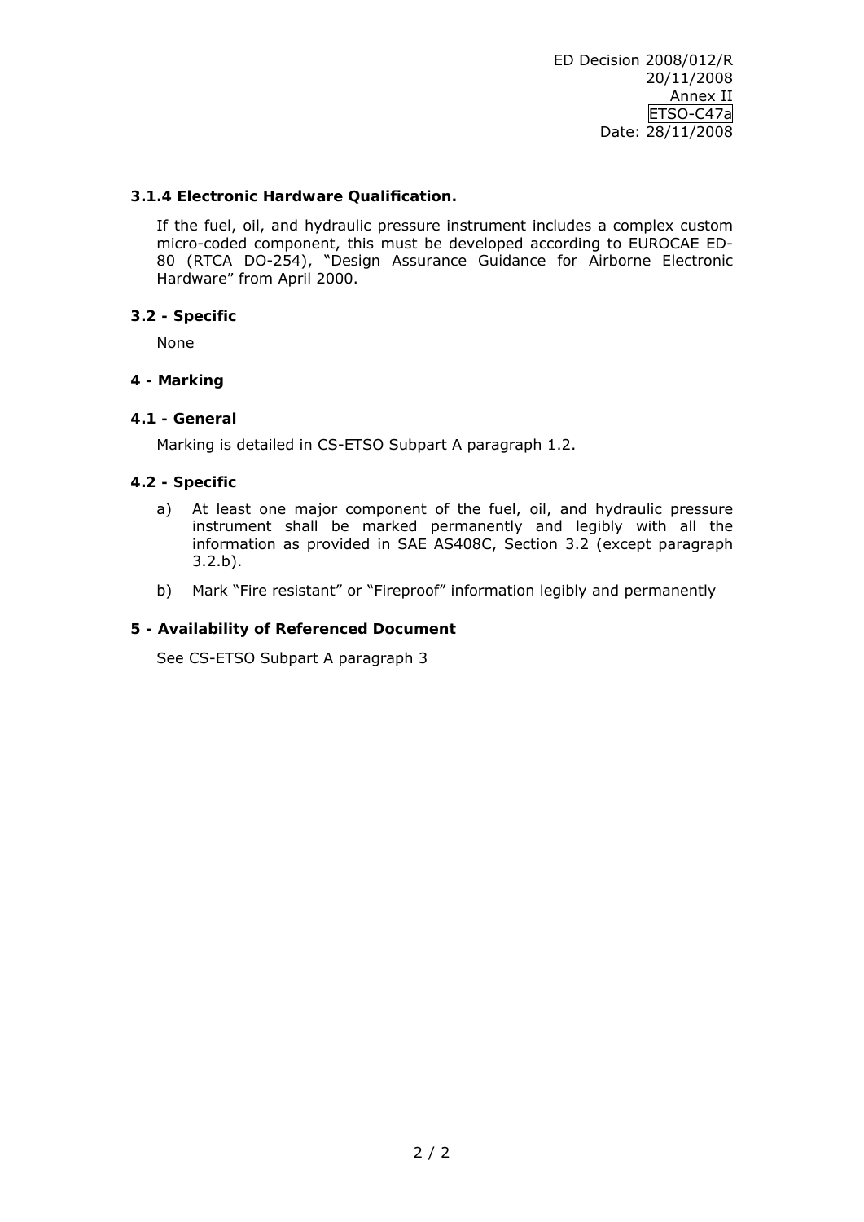### 3.1.4 Electronic Hardware Qualification.

If the fuel, oil, and hydraulic pressure instrument includes a complex custom micro-coded component, this must be developed according to EUROCAE ED-80 (RTCA DO-254), "Design Assurance Guidance for Airborne Electronic Hardware" from April 2000.

### 3.2 - Specific

None

## 4 - Marking

### 4.1 - General

Marking is detailed in CS-ETSO Subpart A paragraph 1.2.

### 4.2 - Specific

a) At least one major component of the fuel, oil, and hydraulic pressure instrument shall be marked permanently and legibly with all the information as provided in SAE AS408C, Section 3.2 (except paragraph 3.2.b).

b) Mark "Fire resistant" or "Fireproof" information legibly and permanently

## 5 - Availability of Referenced Document

See CS-ETSO Subpart A paragraph 3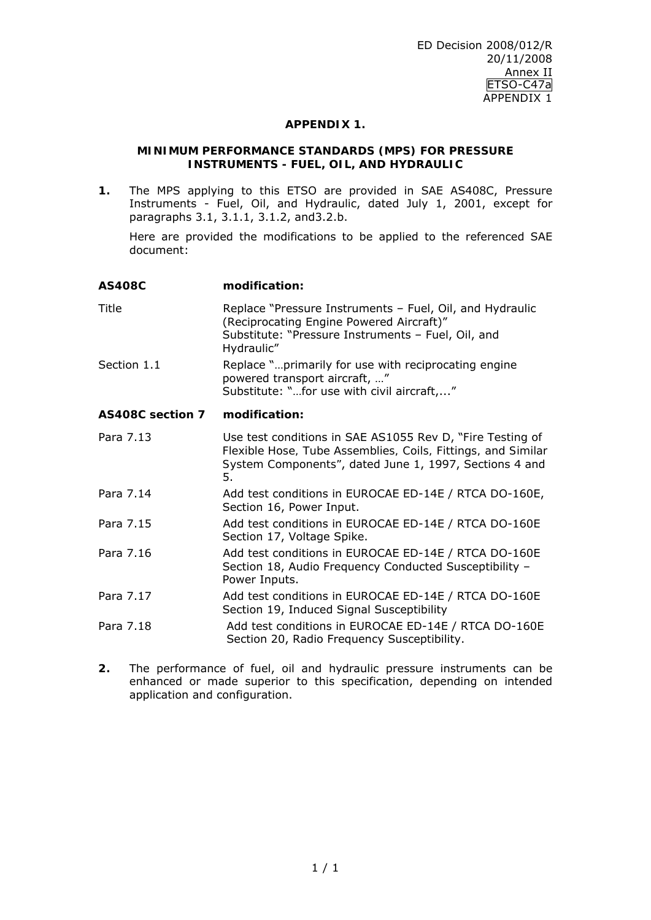ED Decision 2008/012/R
20/11/2008
Annex II
ETSO-C47a
APPENDIX 1

# APPENDIX 1.

## MINIMUM PERFORMANCE STANDARDS (MPS) FOR PRESSURE INSTRUMENTS - FUEL, OIL, AND HYDRAULIC

**1.** The MPS applying to this ETSO are provided in SAE AS408C, Pressure Instruments - Fuel, Oil, and Hydraulic, dated July 1, 2001, except for paragraphs 3.1, 3.1.1, 3.1.2, and3.2.b.

Here are provided the modifications to be applied to the referenced SAE document:

| **AS408C** | **modification:** |
|---|---|
| Title | Replace "Pressure Instruments – Fuel, Oil, and Hydraulic (Reciprocating Engine Powered Aircraft)" Substitute: "Pressure Instruments – Fuel, Oil, and Hydraulic" |
| Section 1.1 | Replace "…primarily for use with reciprocating engine powered transport aircraft, …" Substitute: "…for use with civil aircraft,..." |
| **AS408C section 7** | **modification:** |
| Para 7.13 | Use test conditions in SAE AS1055 Rev D, "Fire Testing of Flexible Hose, Tube Assemblies, Coils, Fittings, and Similar System Components", dated June 1, 1997, Sections 4 and 5. |
| Para 7.14 | Add test conditions in EUROCAE ED-14E / RTCA DO-160E, Section 16, Power Input. |
| Para 7.15 | Add test conditions in EUROCAE ED-14E / RTCA DO-160E Section 17, Voltage Spike. |
| Para 7.16 | Add test conditions in EUROCAE ED-14E / RTCA DO-160E Section 18, Audio Frequency Conducted Susceptibility – Power Inputs. |
| Para 7.17 | Add test conditions in EUROCAE ED-14E / RTCA DO-160E Section 19, Induced Signal Susceptibility |
| Para 7.18 | Add test conditions in EUROCAE ED-14E / RTCA DO-160E Section 20, Radio Frequency Susceptibility. |

**2.** The performance of fuel, oil and hydraulic pressure instruments can be enhanced or made superior to this specification, depending on intended application and configuration.